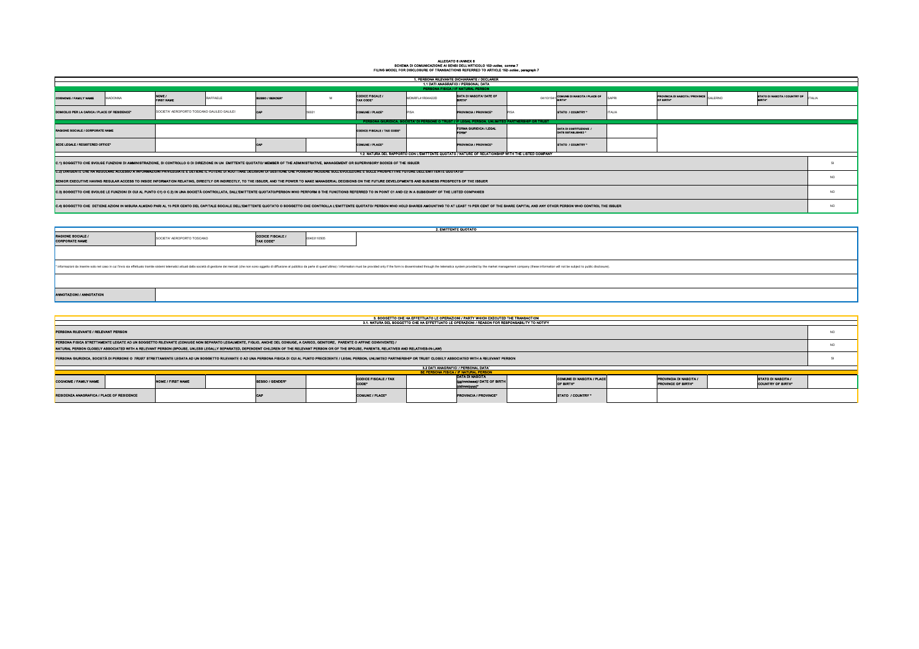# ALLEGATO 6 (ANNEX 6

**SCHEMA DI COMUNICAZIONE AI SENSI DELL'ARTICOLO 152-*octies*, comma 7**

**FILING MODEL FOR DISCLOSURE OF TRANSACTIONS REFERRED TO ARTICLE 152-*octies*, paragraph 7**

## 1. PERSONA RILEVANTE DICHIARANTE / DECLARER

### 1.1 DATI ANAGRAFICI / PERSONAL DATA

**PERSONA FISICA / IF NATURAL PERSON**

| COGNOME / FAMILY NAME | MADONNA | NOME / FIRST NAME | RAFFAELE | SESSO / GENDER* | M | CODICE FISCALE / TAX CODE* | MDNRFL41R04I422D | DATA DI NASCITA/ DATE OF BIRTH* | 04/10/1941 | COMUNE DI NASCITA / PLACE OF BIRTH* | SAPRI | PROVINCIA DI NASCITA / PROVINCE OF BIRTH* | SALERNO | STATO DI NASCITA / COUNTRY OF BIRTH* | ITALIA |
|---|---|---|---|---|---|---|---|---|---|---|---|---|---|---|---|
| DOMICILIO PER LA CARICA / PLACE OF RESIDENCE* | | SOCIETA' AEROPORTO TOSCANO GALILEO GALILEI | | CAP | 56021 | COMUNE / PLACE* | PISA | PROVINCIA / PROVINCE* | PISA | STATO / COUNTRY * | ITALIA | | | | |

**PERSONA GIURIDICA, SOCIETÀ DI PERSONE O TRUST / IF LEGAL PERSON, UNLIMITED PARTNERSHIP OR TRUST**

| RAGIONE SOCIALE / CORPORATE NAME | | CODICE FISCALE / TAX CODE* | | FORMA GIURIDICA / LEGAL FORM* | | DATA DI COSTITUZIONE / DATE ESTABLISHED * | |
|---|---|---|---|---|---|---|---|
| SEDE LEGALE / REGISTERED OFFICE* | CAP | COMUNE / PLACE* | | PROVINCIA / PROVINCE* | | STATO / COUNTRY * | |

### 1.2 NATURA DEL RAPPORTO CON L'EMITTENTE QUOTATO / NATURE OF RELATIONSHIP WITH THE LISTED COMPANY

| | |
|---|---|
| C.1) SOGGETTO CHE SVOLGE FUNZIONI DI AMMINISTRAZIONE, DI CONTROLLO O DI DIREZIONE IN UN EMITTENTE QUOTATO/ MEMBER OF THE ADMINISTRATIVE, MANAGEMENT OR SUPERVISORY BODIES OF THE ISSUER | SI |
| C.2) DIRIGENTE CHE HA REGOLARE ACCESSO A INFORMAZIONI PRIVILEGIATE E DETIENE IL POTERE DI ADOTTARE DECISIONI DI GESTIONE CHE POSSONO INCIDERE SULL'EVOLUZIONE E SULLE PROSPETTIVE FUTURE DELL'EMITTENTE QUOTATO/ SENIOR EXECUTIVE HAVING REGULAR ACCESS TO INSIDE INFORMATION RELATING, DIRECTLY OR INDIRECTLY, TO THE ISSUER, AND THE POWER TO MAKE MANAGERIAL DECISIONS ON THE FUTURE DEVELOPMENTS AND BUSINESS PROSPECTS OF THE ISSUER | NO |
| C.3) SOGGETTO CHE SVOLGE LE FUNZIONI DI CUI AL PUNTO C1) O C.2) IN UNA SOCIETÀ CONTROLLATA, DALL'EMITTENTE QUOTATO/PERSON WHO PERFORM S THE FUNCTIONS REFERRED TO IN POINT C1 AND C2 IN A SUBSIDIARY OF THE LISTED COMPANIES | NO |
| C.4) SOGGETTO CHE DETIENE AZIONI IN MISURA ALMENO PARI AL 10 PER CENTO DEL CAPITALE SOCIALE DELL'EMITTENTE QUOTATO O SOGGETTO CHE CONTROLLA L'EMITTENTE QUOTATO/ PERSON WHO HOLD SHARES AMOUNTING TO AT LEAST 10 PER CENT OF THE SHARE CAPITAL AND ANY OTHER PERSON WHO CONTROL THE ISSUER | NO |

## 2. EMITTENTE QUOTATO

| RAGIONE SOCIALE / CORPORATE NAME | SOCIETA' AEROPORTO TOSCANO | CODICE FISCALE / TAX CODE* | 00403110505 |
|---|---|---|---|

* informazioni da inserire solo nel caso in cui l'invio sia effettuato tramite sistemi telematici attuati dalla società di gestione dei mercati (che non sono oggetto di diffusione al pubblico da parte di quest'ultima) / information must be provided only if the form is disseminated through the telematics system provided by the market management company (these information will not be subject to public disclosure).

| ANNOTAZIONI / ANNOTATION | |
|---|---|

## 3. SOGGETTO CHE HA EFFETTUATO LE OPERAZIONI / PARTY WHICH EXECUTED THE TRANSACTION

### 3.1. NATURA DEL SOGGETTO CHE HA EFFETTUATO LE OPERAZIONI / REASON FOR RESPONSABILITY TO NOTIFY

| | |
|---|---|
| PERSONA RILEVANTE / RELEVANT PERSON | NO |
| PERSONA FISICA STRETTAMENTE LEGATE AD UN SOGGETTO RILEVANTE (CONIUGE NON SEPARATO LEGALMENTE, FIGLIO, ANCHE DEL CONIUGE, A CARICO, GENITORE, PARENTE O AFFINE CONVIVENTE) / NATURAL PERSON CLOSELY ASSOCIATED WITH A RELEVANT PERSON (SPOUSE, UNLESS LEGALLY SEPARATED, DEPENDENT CHILDREN OF THE RELEVANT PERSON OR OF THE SPOUSE, PARENTS, RELATIVES AND RELATIVES-IN-LAW) | NO |
| PERSONA GIURIDICA, SOCIETÀ DI PERSONE O *TRUST* STRETTAMENTE LEGATA AD UN SOGGETTO RILEVANTE O AD UNA PERSONA FISICA DI CUI AL PUNTO PRECEDENTE / LEGAL PERSON, UNLIMITED PARTNERSHIP OR TRUST CLOSELY ASSOCIATED WITH A RELEVANT PERSON | SI |

### 3.2 DATI ANAGRAFICI / PERSONAL DATA'

**SE PERSONA FISICA / IF NATURAL PERSON**

| COGNOME / FAMILY NAME | | NOME / FIRST NAME | | SESSO / GENDER* | | CODICE FISCALE / TAX CODE* | | DATA DI NASCITA (gg/mm/aaaa)/ DATE OF BIRTH (dd/mm/yyyy)* | | COMUNE DI NASCITA / PLACE OF BIRTH* | | PROVINCIA DI NASCITA / PROVINCE OF BIRTH* | | STATO DI NASCITA / COUNTRY OF BIRTH* | |
|---|---|---|---|---|---|---|---|---|---|---|---|---|---|---|---|
| RESIDENZA ANAGRAFICA / PLACE OF RESIDENCE | | | | CAP | | COMUNE / PLACE* | | PROVINCIA / PROVINCE* | | STATO / COUNTRY * | | | | | |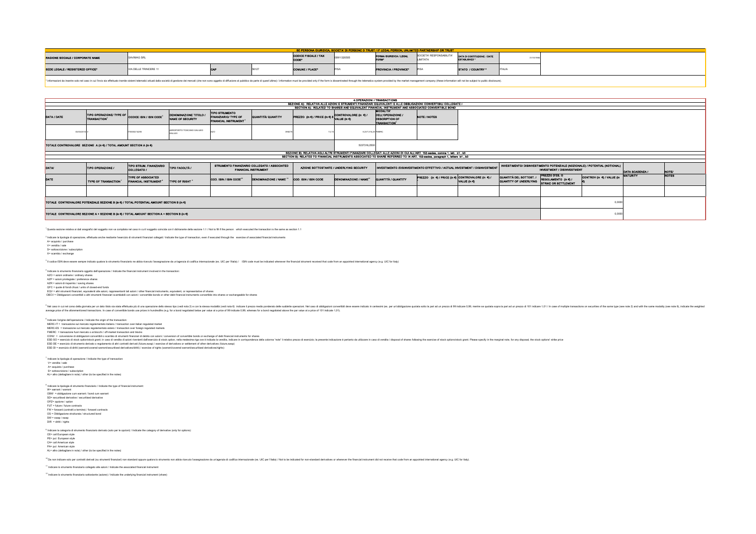| SE PERSONA GIURIDICA, SOCIETA' DI PERSONE O TRUST / IF LEGAL PERSON, UNLIMITED PARTNERSHIP OR TRUST | | | | | | | | | |
|---|---|---|---|---|---|---|---|---|---|
| RAGIONE SOCIALE / CORPORATE NAME | SAVIMAG SRL | | | CODICE FISCALE / TAX CODE* | 00911320505 | FORMA GIURIDICA / LEGAL FORM* | SOCIETA' RESPONSABILITA' LIMITATA | DATA DI COSTITUZIONE / DATE ESTABLISHED * | 21/10/1998 |
| SEDE LEGALE / REGISTERED OFFICE* | VIA DELLE TRINCERE 11 | CAP | 56127 | COMUNE / PLACE* | PISA | PROVINCIA / PROVINCE* | PISA | STATO / COUNTRY * | ITALIA |

* informazioni da inserire solo nel caso in cui l'invio sia effettuato tramite sistemi telematici attuati dalla società di gestione dei mercati (che non sono oggetto di diffusione al pubblico da parte di quest'ultimo) / information must be provided only if the form is disseminated through the telematics system provided by the market management company (these information will not be subject to public disclosure).

## 4.OPERAZIONI / TRANSACTIONS

### SEZIONE A): RELATIVA ALLE AZIONI E STRUMENTI FINANZIARI EQUIVALENTI E ALLE OBBLIGAZIONI CONVERTIBILI COLLEGATE / SECTION A): RELATED TO SHARES AND EQUIVALENT FINANCIAL INSTRUMENT AND ASSOCIATED CONVERTIBLE BOND

| DATA / DATE | TIPO OPERAZIONE/ TYPE OF TRANSACTION[2] | CODICE ISIN / ISIN CODE[3] | DENOMINAZIONE TITOLO / NAME OF SECURITY | TIPO STRUMENTO FINANZIARIO/ TYPE OF FINANCIAL INSTRUMENT[4] | QUANTITÀ/ QUANTITY | PREZZO (in €) / PRICE (in €) [5] | CONTROVALORE (in €) / VALUE (in €) | MODALITA' DELL'OPERAZIONE / DESCRIPTION OF TRANSACTION[6] | NOTE / NOTES |
|---|---|---|---|---|---|---|---|---|---|
| 03/03/2014 | V | IT0000214293 | AEROPORTO TOSCANO GALILEO GALILEI | AZO | 398275 | 13,15 | 5.237.316,25 | FMERC | |
| TOTALE CONTROVALORE SEZIONE A (in €) / TOTAL AMOUNT SECTION A (in €) | | | | | | | 5237316,2500 | | |

### SEZIONE B): RELATIVA AGLI ALTRI STRUMENTI FINANZIARI COLLEGATI ALLE AZIONI DI CUI ALL'ART. 152-sexies, comma 1, lett. b1 , b3 / SECTION B): RELATED TO FINANCIAL INSTRUMENTS ASSOCIATED TO SHARE REFERRED TO IN ART. 152-sexies, paragraph 1, letters b1 , b3

| DATA/ DATE | TIPO OPERAZIONE / TYPE OF TRANSACTION[7] | TIPO STRUM. FINANZIARIO COLLEGATO / TYPE OF ASSOCIATED FINANCIAL INSTRUMENT[8] | TIPO FACOLTÀ / TYPE OF RIGHT[9] | STRUMENTO FINANZIARIO COLLEGATO / ASSOCIATED FINANCIAL INSTRUMENT: COD. ISIN / ISIN CODE[10] | STRUMENTO FINANZIARIO COLLEGATO / ASSOCIATED FINANCIAL INSTRUMENT: DENOMINAZIONE / NAME[11] | AZIONE SOTTOSTANTE / UNDERLYING SECURITY: COD. ISIN / ISIN CODE | AZIONE SOTTOSTANTE / UNDERLYING SECURITY: DENOMINAZIONE / NAME[12] | INVESTIMENTO /DISINVESTIMENTO EFFETTIVO / ACTUAL INVESTMENT / DISINVESTMENT: QUANTITÀ / QUANTITY | INVESTIMENTO /DISINVESTIMENTO EFFETTIVO / ACTUAL INVESTMENT / DISINVESTMENT: PREZZO (in €) / PRICE (in €)[5] | INVESTIMENTO /DISINVESTIMENTO EFFETTIVO / ACTUAL INVESTMENT / DISINVESTMENT: CONTROVALORE (in €) / VALUE (in €) | INVESTIMENTO/ DISINVESTIMENTO POTENZIALE (NOZIONALE) / POTENTIAL (NOTIONAL) INVESTMENT / DISINVESTMENT: QUANTITÀ DEL SOTTOST. / QUANTITY OF UNDERLYING | INVESTIMENTO/ DISINVESTIMENTO POTENZIALE (NOZIONALE) / POTENTIAL (NOTIONAL) INVESTMENT / DISINVESTMENT: PREZZO D'ES. O REGOLAMENTO (in €) / STRIKE OR SETTLEMENT | INVESTIMENTO/ DISINVESTIMENTO POTENZIALE (NOZIONALE) / POTENTIAL (NOTIONAL) INVESTMENT / DISINVESTMENT: CONTROV (in €) / VALUE (in €) | DATA SCADENZA / MATURITY | NOTE/ NOTES |
|---|---|---|---|---|---|---|---|---|---|---|---|---|---|---|---|
| | | | | | | | | | | | | | | | |
| TOTALE CONTROVALORE POTENZIALE SEZIONE B (in €) / TOTAL POTENTIAL AMOUNT SECTION B (in €) | | | | | | | | | | | | 0,0000 | | | |
| TOTALE CONTROVALORE SEZIONE A + SEZIONE B (in €) / TOTAL AMOUNT SECTION A + SECTION B (in €) | | | | | | | | | | | | 0,0000 | | | |

[1] Questa sezione relativa ai dati anagrafici del soggetto non va compilata nel caso in cui il soggetto coincida con il dichiarante della sezione 1.1 / Not to fill if the person which executed the transaction is the same as section 1.1

[2] Indicare la tipologia di operazione, effettuata anche mediante l'esercizio di strumenti finanziari collegati / Indicate the type of transaction, even if executed through the exercise of associated financial instruments
A= acquisto / purchase
V= vendita / sale
S= sottoscrizione / subscription
X= scambio / exchange

[3] Il codice ISIN deve essere sempre indicato qualora lo strumento finanziario ne abbia ricevuto l'assegnazione da un'agenzia di codifica internazionale (es. UIC per l'Italia) / ISIN code must be indicated whenever the financial istrument received that code from an appointed international agency (e.g. UIC for Italy)

[4] Indicare lo strumento finanziario oggetto dell'operazione / Indicate the financial instrument involved in the transaction:
AZO = azioni ordinarie / ordinary shares
AZP = azioni privilegiate / preference shares
AZR = azioni di risparmio / saving shares
QFC = quote di fondi chiusi / units of closed-end funds
EQV = altri strumenti finanziari, equivalenti alle azioni, rappresentanti tali azioni / other financial instruments, equivalent, or representative of shares
OBCV = Obbligazioni convertibili o altri strumenti finanziari scambiabili con azioni / convertible bonds or other debt financial instruments convertible into shares or exchangeable for shares

[5] Nel caso in cui nel corso della giornata per un dato titolo sia stata effettuata più di una operazione dello stesso tipo (vedi nota 2) e con la stessa modalità (vedi nota 6) indicare il prezzo medio ponderato delle suddette operazioni. Nel caso di obbligazioni convertibili deve essere indicato in centesimi (es. per un'obbligazione quotata sotto la pari ad un prezzo di 99 indicare 0,99, mentre se quotata sopra la pari ad un prezzo di 101 indicare 1,01) / In case of multiple transactions on securities of the same type (see note 2) and with the same modality (see note 6), indicate the weighted average price of the aforementioned transactions. In case of convertible bonds use prices in hundredths (e.g. for a bond negotiated below par value at a price of 99 indicate 0,99, whereas for a bond negotiated above the par value at a price of 101 indicate 1,01).

[6] Indicare l'origine dell'operazione / Indicate the origin of the transaction:
MERC-IT = transazione sul mercato regolamentato italiano / transaction over italian regulated market
MERC-ES = transazione sul mercato regolamentato estero / transaction over foreign regulated markets
FMERC = transazione fuori mercato o ai blocchi / off-market transaction and blocks
CONV = conversione di obbligazioni convertibili o scambio di strumenti finanziari di debito con azioni / conversion of convertible bonds or exchange of debt financial instruments for shares
ESE-SO = esercizio di stock option/stock grant; in caso di vendita di azioni rivenienti dall'esercizio di stock option, nella medesima riga ove è indicata la vendita, indicare in corrispondenza della colonna "note" il relativo prezzo di esercizio; la presente indicazione è pertanto da utilizzare in caso di vendita / disposal of shares following the exercise of stock options/stock grant. Please specify in the marginal note, for any disposal, the stock options' strike price
ESE-DE = esercizio di strumento derivato o regolamento di altri contratti derivati (future,swap) / exercise of derivatives or settlement of other derivatives (future,swap)
ESE-DI = esercizio di diritti (warrant/covered warrant/securitised derivatives/diritti) / exercise of rights (warrant/covered warrant/securitised derivatives/rights)

[7] Indicare la tipologia di operazione / Indicate the type of transaction:
V= vendita / sale
A= acquisto / purchase
S= sottoscrizione / subscription
AL= altro (dettagliare in nota) / other (to be specified in the notes)

[8] Indicare la tipologia di strumento finanziario / Indicate the type of financial instrument:
W= warrant / warrant
OBW = obbligazione cum warrant / bond cum warrant
SD= securitised derivative / securitised derivative
OPZ= opzione / option
FUT = future / future contracts
FW = forward (contratti a termine) / forward contracts
OS = Obbligazione strutturata / structured bond
SW = swap / swap
DIR = diritti / rights

[9] Indicare la categoria di strumento finanziario derivato (solo per le opzioni) / Indicate the category of derivative (only for options):
CE= call European style
PE= put European style
CA= call American style
PA= put American style
AL= altro (dettagliare in nota) / other (to be specified in the notes)

[10] Da non indicare solo per contratti derivati (su strumenti finanziari) non standard oppure qualora lo strumento non abbia ricevuto l'assegnazione da un'agenzia di codifica internazionale (es. UIC per l'Italia) / Not to be indicated for non-standard derivatives or wherever the financial instrument did not receive that code from an appointed international agency (e.g. UIC for Italy).

[11] Indicare lo strumento finanziario collegato alle azioni / Indicate the associated financial instrument

[12] Indicare lo strumento finanziario sottostante (azione) / Indicate the underlying financial instrument (share)